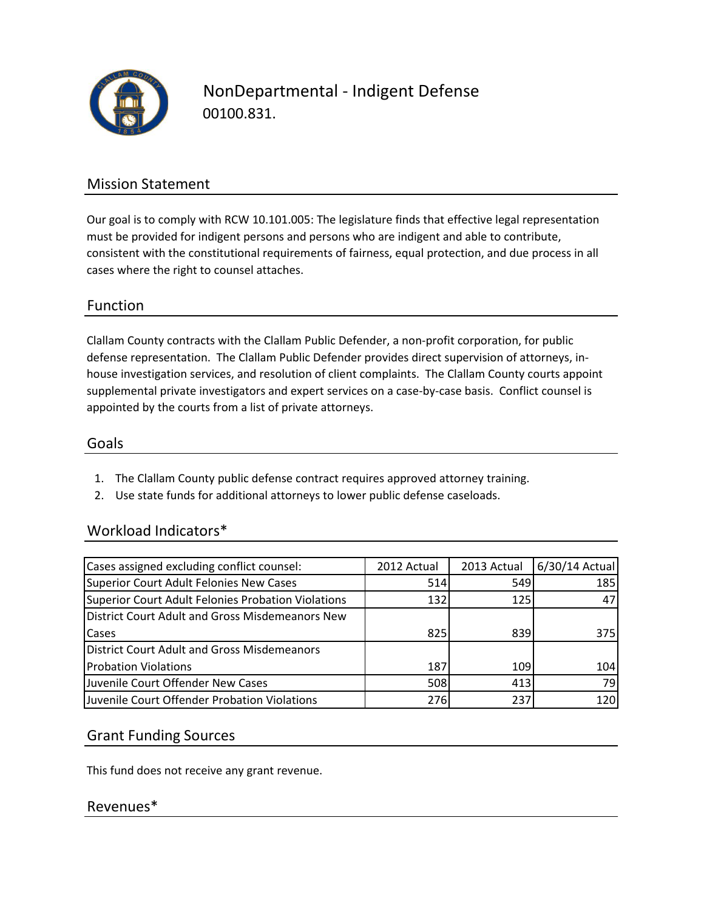# NonDepartmental - Indigent Defense

00100.831.

## Mission Statement

Our goal is to comply with RCW 10.101.005: The legislature finds that effective legal representation must be provided for indigent persons and persons who are indigent and able to contribute, consistent with the constitutional requirements of fairness, equal protection, and due process in all cases where the right to counsel attaches.

## Function

Clallam County contracts with the Clallam Public Defender, a non-profit corporation, for public defense representation. The Clallam Public Defender provides direct supervision of attorneys, in-house investigation services, and resolution of client complaints. The Clallam County courts appoint supplemental private investigators and expert services on a case-by-case basis. Conflict counsel is appointed by the courts from a list of private attorneys.

## Goals

1. The Clallam County public defense contract requires approved attorney training.
2. Use state funds for additional attorneys to lower public defense caseloads.

## Workload Indicators*

| Cases assigned excluding conflict counsel: | 2012 Actual | 2013 Actual | 6/30/14 Actual |
|---|---|---|---|
| Superior Court Adult Felonies New Cases | 514 | 549 | 185 |
| Superior Court Adult Felonies Probation Violations | 132 | 125 | 47 |
| District Court Adult and Gross Misdemeanors New Cases | 825 | 839 | 375 |
| District Court Adult and Gross Misdemeanors Probation Violations | 187 | 109 | 104 |
| Juvenile Court Offender New Cases | 508 | 413 | 79 |
| Juvenile Court Offender Probation Violations | 276 | 237 | 120 |

## Grant Funding Sources

This fund does not receive any grant revenue.

## Revenues*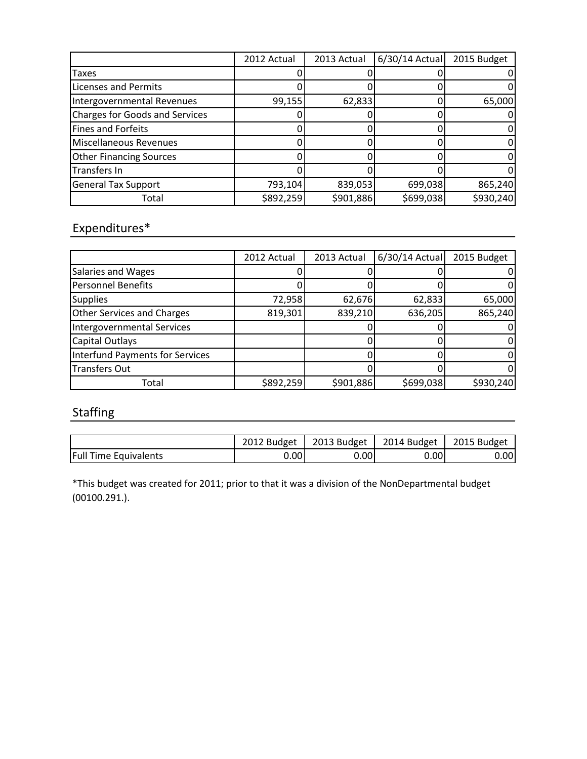| | 2012 Actual | 2013 Actual | 6/30/14 Actual | 2015 Budget |
|---|---|---|---|---|
| Taxes | 0 | 0 | 0 | 0 |
| Licenses and Permits | 0 | 0 | 0 | 0 |
| Intergovernmental Revenues | 99,155 | 62,833 | 0 | 65,000 |
| Charges for Goods and Services | 0 | 0 | 0 | 0 |
| Fines and Forfeits | 0 | 0 | 0 | 0 |
| Miscellaneous Revenues | 0 | 0 | 0 | 0 |
| Other Financing Sources | 0 | 0 | 0 | 0 |
| Transfers In | 0 | 0 | 0 | 0 |
| General Tax Support | 793,104 | 839,053 | 699,038 | 865,240 |
| Total | $892,259 | $901,886 | $699,038 | $930,240 |

## Expenditures*

| | 2012 Actual | 2013 Actual | 6/30/14 Actual | 2015 Budget |
|---|---|---|---|---|
| Salaries and Wages | 0 | 0 | 0 | 0 |
| Personnel Benefits | 0 | 0 | 0 | 0 |
| Supplies | 72,958 | 62,676 | 62,833 | 65,000 |
| Other Services and Charges | 819,301 | 839,210 | 636,205 | 865,240 |
| Intergovernmental Services | | 0 | 0 | 0 |
| Capital Outlays | | 0 | 0 | 0 |
| Interfund Payments for Services | | 0 | 0 | 0 |
| Transfers Out | | 0 | 0 | 0 |
| Total | $892,259 | $901,886 | $699,038 | $930,240 |

## Staffing

| | 2012 Budget | 2013 Budget | 2014 Budget | 2015 Budget |
|---|---|---|---|---|
| Full Time Equivalents | 0.00 | 0.00 | 0.00 | 0.00 |

*This budget was created for 2011; prior to that it was a division of the NonDepartmental budget (00100.291.).